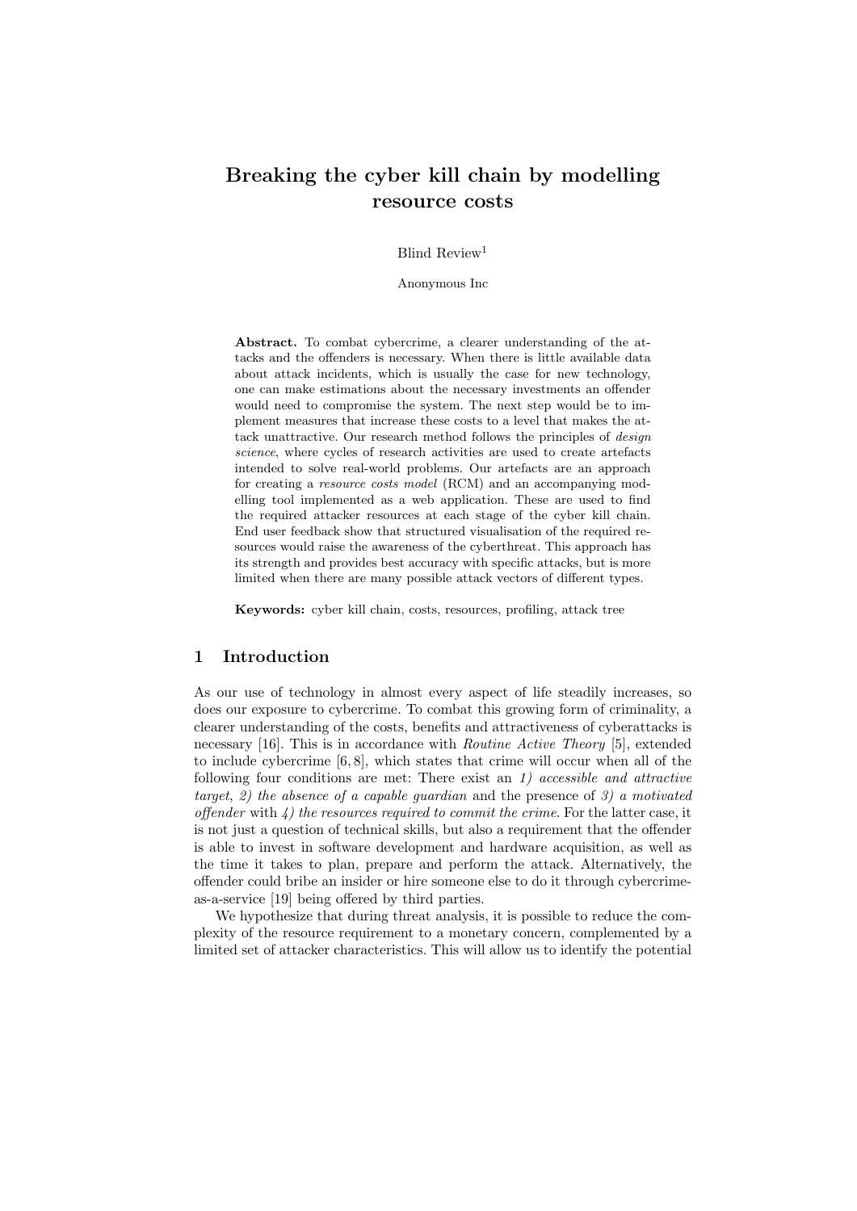# Breaking the cyber kill chain by modelling resource costs

Blind Review[1]

Anonymous Inc

**Abstract.** To combat cybercrime, a clearer understanding of the attacks and the offenders is necessary. When there is little available data about attack incidents, which is usually the case for new technology, one can make estimations about the necessary investments an offender would need to compromise the system. The next step would be to implement measures that increase these costs to a level that makes the attack unattractive. Our research method follows the principles of *design science*, where cycles of research activities are used to create artefacts intended to solve real-world problems. Our artefacts are an approach for creating a *resource costs model* (RCM) and an accompanying modelling tool implemented as a web application. These are used to find the required attacker resources at each stage of the cyber kill chain. End user feedback show that structured visualisation of the required resources would raise the awareness of the cyberthreat. This approach has its strength and provides best accuracy with specific attacks, but is more limited when there are many possible attack vectors of different types.

**Keywords:** cyber kill chain, costs, resources, profiling, attack tree

## 1 Introduction

As our use of technology in almost every aspect of life steadily increases, so does our exposure to cybercrime. To combat this growing form of criminality, a clearer understanding of the costs, benefits and attractiveness of cyberattacks is necessary [16]. This is in accordance with *Routine Active Theory* [5], extended to include cybercrime [6, 8], which states that crime will occur when all of the following four conditions are met: There exist an *1) accessible and attractive target*, *2) the absence of a capable guardian* and the presence of *3) a motivated offender* with *4) the resources required to commit the crime*. For the latter case, it is not just a question of technical skills, but also a requirement that the offender is able to invest in software development and hardware acquisition, as well as the time it takes to plan, prepare and perform the attack. Alternatively, the offender could bribe an insider or hire someone else to do it through cybercrime-as-a-service [19] being offered by third parties.

We hypothesize that during threat analysis, it is possible to reduce the complexity of the resource requirement to a monetary concern, complemented by a limited set of attacker characteristics. This will allow us to identify the potential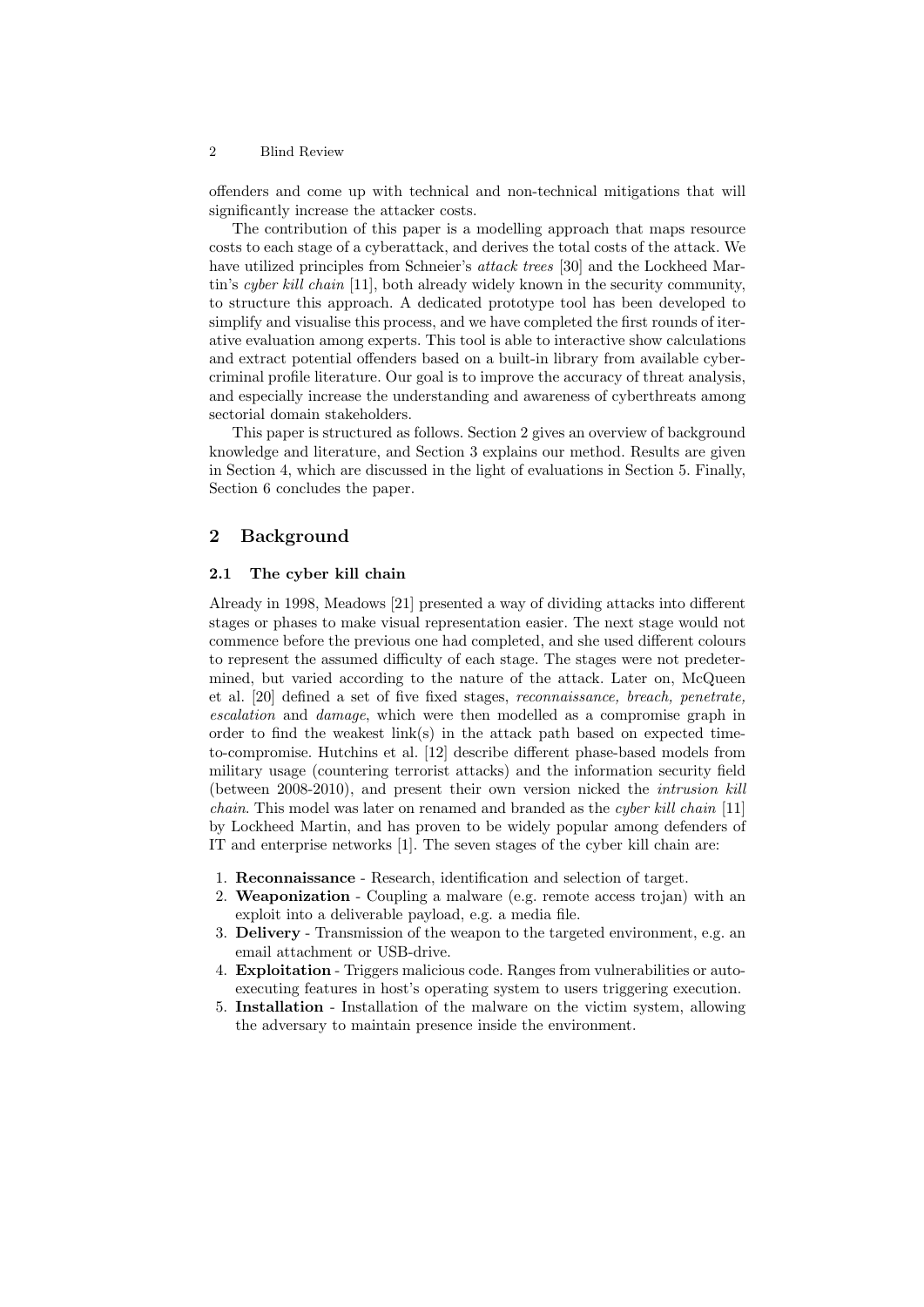offenders and come up with technical and non-technical mitigations that will significantly increase the attacker costs.

The contribution of this paper is a modelling approach that maps resource costs to each stage of a cyberattack, and derives the total costs of the attack. We have utilized principles from Schneier's *attack trees* [30] and the Lockheed Martin's *cyber kill chain* [11], both already widely known in the security community, to structure this approach. A dedicated prototype tool has been developed to simplify and visualise this process, and we have completed the first rounds of iterative evaluation among experts. This tool is able to interactive show calculations and extract potential offenders based on a built-in library from available cybercriminal profile literature. Our goal is to improve the accuracy of threat analysis, and especially increase the understanding and awareness of cyberthreats among sectorial domain stakeholders.

This paper is structured as follows. Section 2 gives an overview of background knowledge and literature, and Section 3 explains our method. Results are given in Section 4, which are discussed in the light of evaluations in Section 5. Finally, Section 6 concludes the paper.

## 2 Background

### 2.1 The cyber kill chain

Already in 1998, Meadows [21] presented a way of dividing attacks into different stages or phases to make visual representation easier. The next stage would not commence before the previous one had completed, and she used different colours to represent the assumed difficulty of each stage. The stages were not predetermined, but varied according to the nature of the attack. Later on, McQueen et al. [20] defined a set of five fixed stages, *reconnaissance, breach, penetrate, escalation* and *damage*, which were then modelled as a compromise graph in order to find the weakest link(s) in the attack path based on expected time-to-compromise. Hutchins et al. [12] describe different phase-based models from military usage (countering terrorist attacks) and the information security field (between 2008-2010), and present their own version nicked the *intrusion kill chain*. This model was later on renamed and branded as the *cyber kill chain* [11] by Lockheed Martin, and has proven to be widely popular among defenders of IT and enterprise networks [1]. The seven stages of the cyber kill chain are:

1. **Reconnaissance** - Research, identification and selection of target.
2. **Weaponization** - Coupling a malware (e.g. remote access trojan) with an exploit into a deliverable payload, e.g. a media file.
3. **Delivery** - Transmission of the weapon to the targeted environment, e.g. an email attachment or USB-drive.
4. **Exploitation** - Triggers malicious code. Ranges from vulnerabilities or auto-executing features in host's operating system to users triggering execution.
5. **Installation** - Installation of the malware on the victim system, allowing the adversary to maintain presence inside the environment.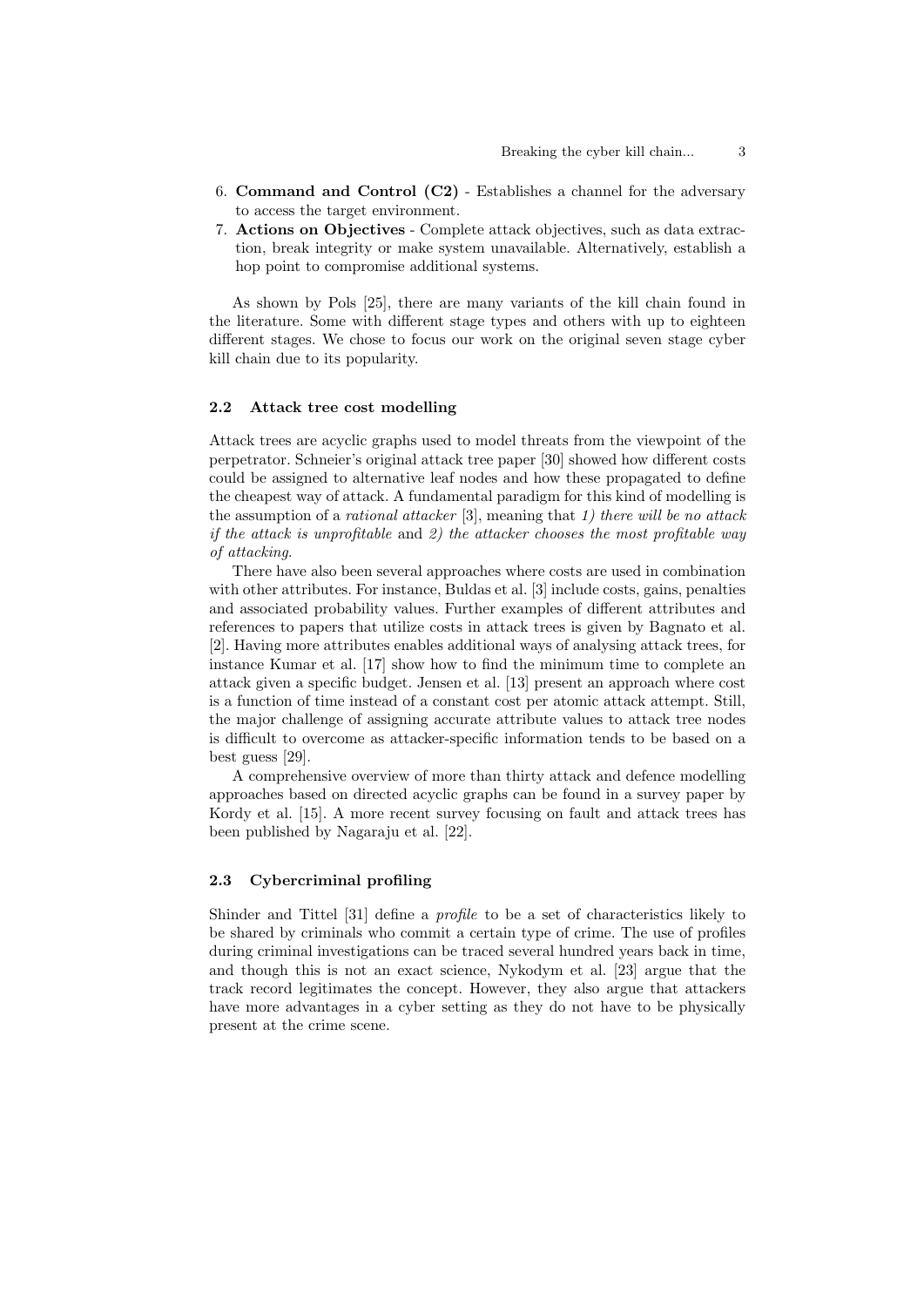6. **Command and Control (C2)** - Establishes a channel for the adversary to access the target environment.
7. **Actions on Objectives** - Complete attack objectives, such as data extraction, break integrity or make system unavailable. Alternatively, establish a hop point to compromise additional systems.

As shown by Pols [25], there are many variants of the kill chain found in the literature. Some with different stage types and others with up to eighteen different stages. We chose to focus our work on the original seven stage cyber kill chain due to its popularity.

### 2.2 Attack tree cost modelling

Attack trees are acyclic graphs used to model threats from the viewpoint of the perpetrator. Schneier's original attack tree paper [30] showed how different costs could be assigned to alternative leaf nodes and how these propagated to define the cheapest way of attack. A fundamental paradigm for this kind of modelling is the assumption of a *rational attacker* [3], meaning that *1) there will be no attack if the attack is unprofitable* and *2) the attacker chooses the most profitable way of attacking*.

There have also been several approaches where costs are used in combination with other attributes. For instance, Buldas et al. [3] include costs, gains, penalties and associated probability values. Further examples of different attributes and references to papers that utilize costs in attack trees is given by Bagnato et al. [2]. Having more attributes enables additional ways of analysing attack trees, for instance Kumar et al. [17] show how to find the minimum time to complete an attack given a specific budget. Jensen et al. [13] present an approach where cost is a function of time instead of a constant cost per atomic attack attempt. Still, the major challenge of assigning accurate attribute values to attack tree nodes is difficult to overcome as attacker-specific information tends to be based on a best guess [29].

A comprehensive overview of more than thirty attack and defence modelling approaches based on directed acyclic graphs can be found in a survey paper by Kordy et al. [15]. A more recent survey focusing on fault and attack trees has been published by Nagaraju et al. [22].

### 2.3 Cybercriminal profiling

Shinder and Tittel [31] define a *profile* to be a set of characteristics likely to be shared by criminals who commit a certain type of crime. The use of profiles during criminal investigations can be traced several hundred years back in time, and though this is not an exact science, Nykodym et al. [23] argue that the track record legitimates the concept. However, they also argue that attackers have more advantages in a cyber setting as they do not have to be physically present at the crime scene.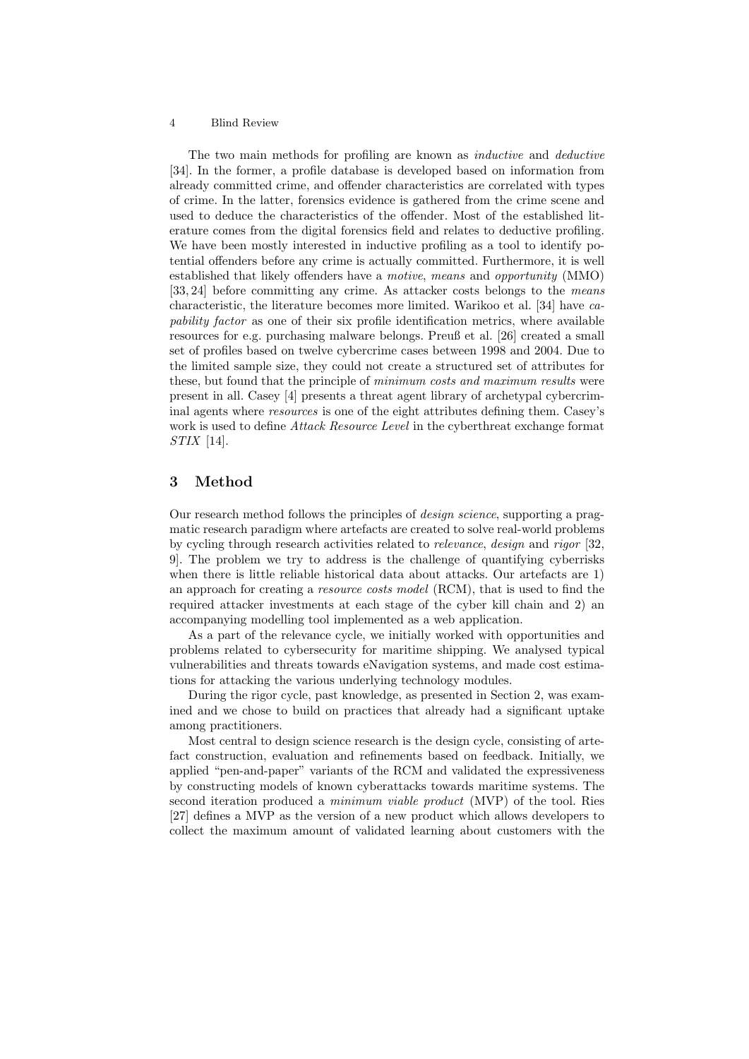The two main methods for profiling are known as *inductive* and *deductive* [34]. In the former, a profile database is developed based on information from already committed crime, and offender characteristics are correlated with types of crime. In the latter, forensics evidence is gathered from the crime scene and used to deduce the characteristics of the offender. Most of the established literature comes from the digital forensics field and relates to deductive profiling. We have been mostly interested in inductive profiling as a tool to identify potential offenders before any crime is actually committed. Furthermore, it is well established that likely offenders have a *motive*, *means* and *opportunity* (MMO) [33, 24] before committing any crime. As attacker costs belongs to the *means* characteristic, the literature becomes more limited. Warikoo et al. [34] have *capability factor* as one of their six profile identification metrics, where available resources for e.g. purchasing malware belongs. Preuß et al. [26] created a small set of profiles based on twelve cybercrime cases between 1998 and 2004. Due to the limited sample size, they could not create a structured set of attributes for these, but found that the principle of *minimum costs and maximum results* were present in all. Casey [4] presents a threat agent library of archetypal cybercriminal agents where *resources* is one of the eight attributes defining them. Casey's work is used to define *Attack Resource Level* in the cyberthreat exchange format *STIX* [14].

## 3 Method

Our research method follows the principles of *design science*, supporting a pragmatic research paradigm where artefacts are created to solve real-world problems by cycling through research activities related to *relevance*, *design* and *rigor* [32, 9]. The problem we try to address is the challenge of quantifying cyberrisks when there is little reliable historical data about attacks. Our artefacts are 1) an approach for creating a *resource costs model* (RCM), that is used to find the required attacker investments at each stage of the cyber kill chain and 2) an accompanying modelling tool implemented as a web application.

As a part of the relevance cycle, we initially worked with opportunities and problems related to cybersecurity for maritime shipping. We analysed typical vulnerabilities and threats towards eNavigation systems, and made cost estimations for attacking the various underlying technology modules.

During the rigor cycle, past knowledge, as presented in Section 2, was examined and we chose to build on practices that already had a significant uptake among practitioners.

Most central to design science research is the design cycle, consisting of artefact construction, evaluation and refinements based on feedback. Initially, we applied "pen-and-paper" variants of the RCM and validated the expressiveness by constructing models of known cyberattacks towards maritime systems. The second iteration produced a *minimum viable product* (MVP) of the tool. Ries [27] defines a MVP as the version of a new product which allows developers to collect the maximum amount of validated learning about customers with the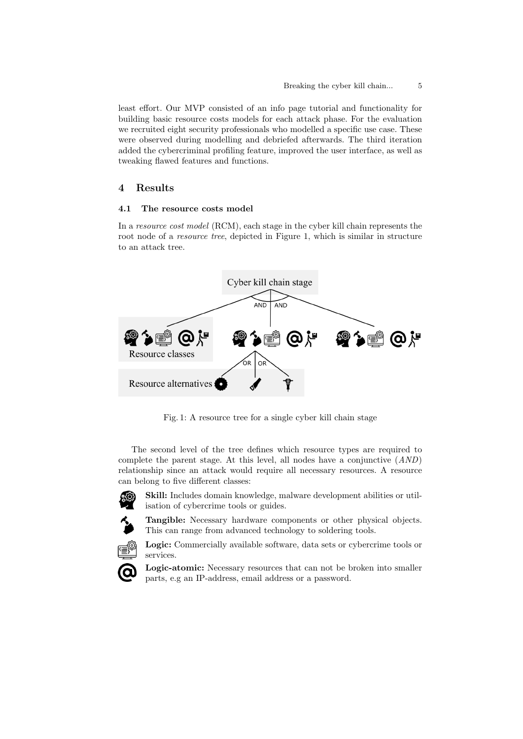least effort. Our MVP consisted of an info page tutorial and functionality for building basic resource costs models for each attack phase. For the evaluation we recruited eight security professionals who modelled a specific use case. These were observed during modelling and debriefed afterwards. The third iteration added the cybercriminal profiling feature, improved the user interface, as well as tweaking flawed features and functions.

## 4 Results

### 4.1 The resource costs model

In a *resource cost model* (RCM), each stage in the cyber kill chain represents the root node of a *resource tree*, depicted in Figure 1, which is similar in structure to an attack tree.

Fig. 1: A resource tree for a single cyber kill chain stage

The second level of the tree defines which resource types are required to complete the parent stage. At this level, all nodes have a conjunctive (*AND*) relationship since an attack would require all necessary resources. A resource can belong to five different classes:

- **Skill:** Includes domain knowledge, malware development abilities or utilisation of cybercrime tools or guides.
- **Tangible:** Necessary hardware components or other physical objects. This can range from advanced technology to soldering tools.
- **Logic:** Commercially available software, data sets or cybercrime tools or services.
- **Logic-atomic:** Necessary resources that can not be broken into smaller parts, e.g an IP-address, email address or a password.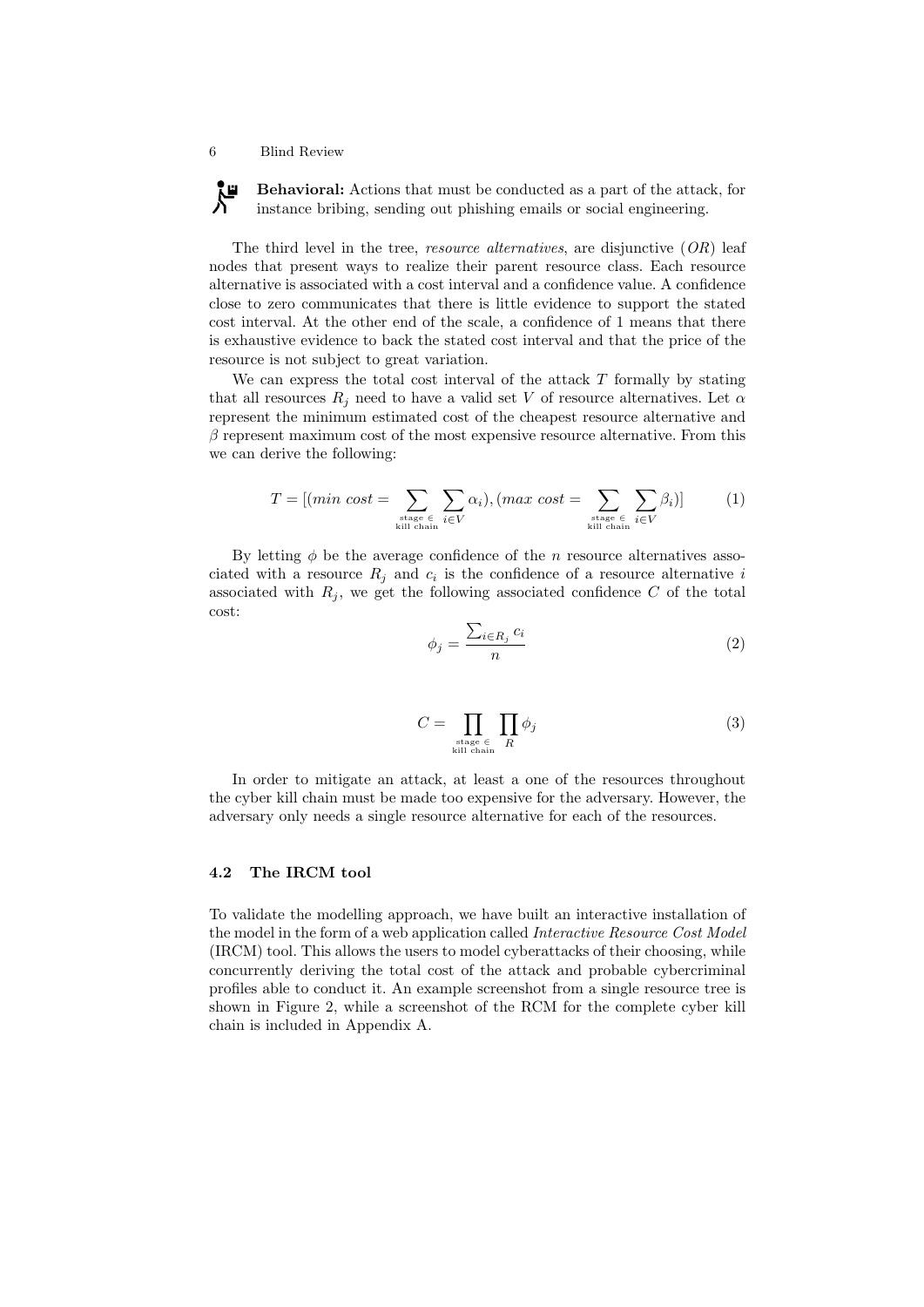**Behavioral:** Actions that must be conducted as a part of the attack, for instance bribing, sending out phishing emails or social engineering.

The third level in the tree, *resource alternatives*, are disjunctive ($OR$) leaf nodes that present ways to realize their parent resource class. Each resource alternative is associated with a cost interval and a confidence value. A confidence close to zero communicates that there is little evidence to support the stated cost interval. At the other end of the scale, a confidence of 1 means that there is exhaustive evidence to back the stated cost interval and that the price of the resource is not subject to great variation.

We can express the total cost interval of the attack $T$ formally by stating that all resources $R_j$ need to have a valid set $V$ of resource alternatives. Let $\alpha$ represent the minimum estimated cost of the cheapest resource alternative and $\beta$ represent maximum cost of the most expensive resource alternative. From this we can derive the following:

$$T = [(min\ cost = \sum_{\substack{\text{stage } \in \\ \text{kill chain}}} \sum_{i \in V} \alpha_i), (max\ cost = \sum_{\substack{\text{stage } \in \\ \text{kill chain}}} \sum_{i \in V} \beta_i)] \tag{1}$$

By letting $\phi$ be the average confidence of the $n$ resource alternatives associated with a resource $R_j$ and $c_i$ is the confidence of a resource alternative $i$ associated with $R_j$, we get the following associated confidence $C$ of the total cost:

$$\phi_j = \frac{\sum_{i \in R_j} c_i}{n} \tag{2}$$

$$C = \prod_{\substack{\text{stage } \in \\ \text{kill chain}}} \prod_{R} \phi_j \tag{3}$$

In order to mitigate an attack, at least a one of the resources throughout the cyber kill chain must be made too expensive for the adversary. However, the adversary only needs a single resource alternative for each of the resources.

### 4.2 The IRCM tool

To validate the modelling approach, we have built an interactive installation of the model in the form of a web application called *Interactive Resource Cost Model* (IRCM) tool. This allows the users to model cyberattacks of their choosing, while concurrently deriving the total cost of the attack and probable cybercriminal profiles able to conduct it. An example screenshot from a single resource tree is shown in Figure 2, while a screenshot of the RCM for the complete cyber kill chain is included in Appendix A.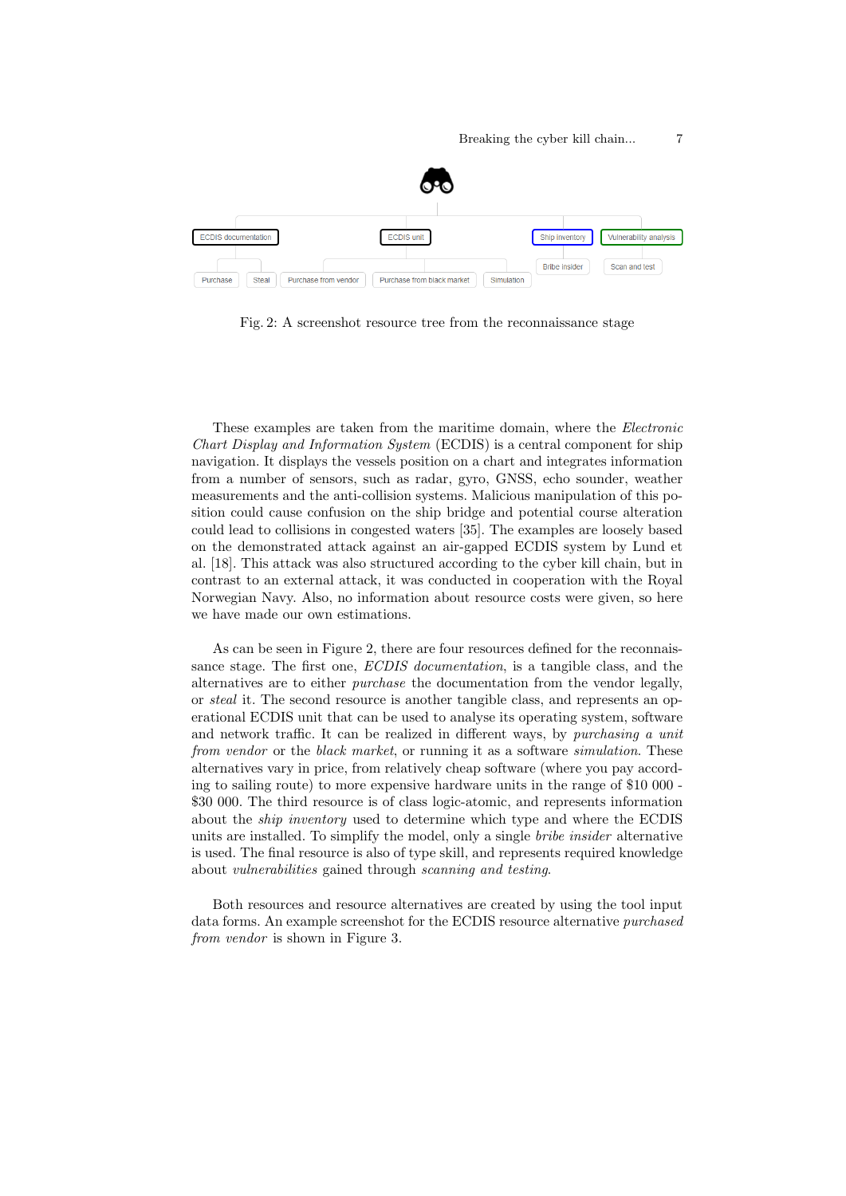Fig. 2: A screenshot resource tree from the reconnaissance stage

These examples are taken from the maritime domain, where the *Electronic Chart Display and Information System* (ECDIS) is a central component for ship navigation. It displays the vessels position on a chart and integrates information from a number of sensors, such as radar, gyro, GNSS, echo sounder, weather measurements and the anti-collision systems. Malicious manipulation of this position could cause confusion on the ship bridge and potential course alteration could lead to collisions in congested waters [35]. The examples are loosely based on the demonstrated attack against an air-gapped ECDIS system by Lund et al. [18]. This attack was also structured according to the cyber kill chain, but in contrast to an external attack, it was conducted in cooperation with the Royal Norwegian Navy. Also, no information about resource costs were given, so here we have made our own estimations.

As can be seen in Figure 2, there are four resources defined for the reconnaissance stage. The first one, *ECDIS documentation*, is a tangible class, and the alternatives are to either *purchase* the documentation from the vendor legally, or *steal* it. The second resource is another tangible class, and represents an operational ECDIS unit that can be used to analyse its operating system, software and network traffic. It can be realized in different ways, by *purchasing a unit from vendor* or the *black market*, or running it as a software *simulation*. These alternatives vary in price, from relatively cheap software (where you pay according to sailing route) to more expensive hardware units in the range of $10 000 - $30 000. The third resource is of class logic-atomic, and represents information about the *ship inventory* used to determine which type and where the ECDIS units are installed. To simplify the model, only a single *bribe insider* alternative is used. The final resource is also of type skill, and represents required knowledge about *vulnerabilities* gained through *scanning and testing*.

Both resources and resource alternatives are created by using the tool input data forms. An example screenshot for the ECDIS resource alternative *purchased from vendor* is shown in Figure 3.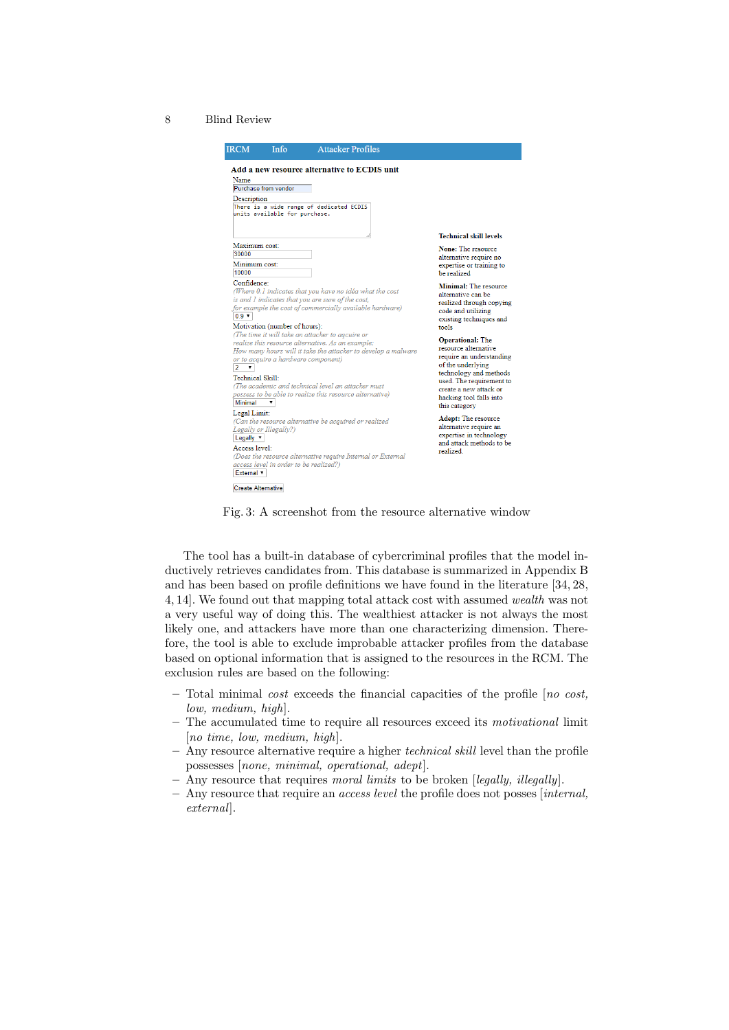IRCM Info Attacker Profiles

**Add a new resource alternative to ECDIS unit**

Name
Purchase from vendor

Description
There is a wide range of dedicated ECDIS units available for purchase.

Maximum cost:
30000

Minimum cost:
10000

Confidence:
*(Where 0.1 indicates that you have no idéa what the cost is and 1 indicates that you are sure of the cost, for example the cost of commercially available hardware)*
0.9

Motivation (number of hours):
*(The time it will take an attacker to acquire or realize this resource alternative. As an example; How many hours will it take the attacker to develop a malware or to acquire a hardware component)*
2

Technical Skill:
*(The academic and technical level an attacker must possess to be able to realize this resource alternative)*
Minimal

Legal Limit:
*(Can the resource alternative be acquired or realized Legally or Illegally?)*
Legally

Access level:
*(Does the resource alternative require Internal or External access level in order to be realized?)*
External

Create Alternative

**Technical skill levels**

**None:** The resource alternative require no expertise or training to be realized

**Minimal:** The resource alternative can be realized through copying code and utilizing existing techniques and tools

**Operational:** The resource alternative require an understanding of the underlying technology and methods used. The requirement to create a new attack or hacking tool falls into this category

**Adept:** The resource alternative require an expertise in technology and attack methods to be realized.

Fig. 3: A screenshot from the resource alternative window

The tool has a built-in database of cybercriminal profiles that the model inductively retrieves candidates from. This database is summarized in Appendix B and has been based on profile definitions we have found in the literature [34, 28, 4, 14]. We found out that mapping total attack cost with assumed *wealth* was not a very useful way of doing this. The wealthiest attacker is not always the most likely one, and attackers have more than one characterizing dimension. Therefore, the tool is able to exclude improbable attacker profiles from the database based on optional information that is assigned to the resources in the RCM. The exclusion rules are based on the following:

- Total minimal *cost* exceeds the financial capacities of the profile [*no cost, low, medium, high*].
- The accumulated time to require all resources exceed its *motivational* limit [*no time, low, medium, high*].
- Any resource alternative require a higher *technical skill* level than the profile possesses [*none, minimal, operational, adept*].
- Any resource that requires *moral limits* to be broken [*legally, illegally*].
- Any resource that require an *access level* the profile does not posses [*internal, external*].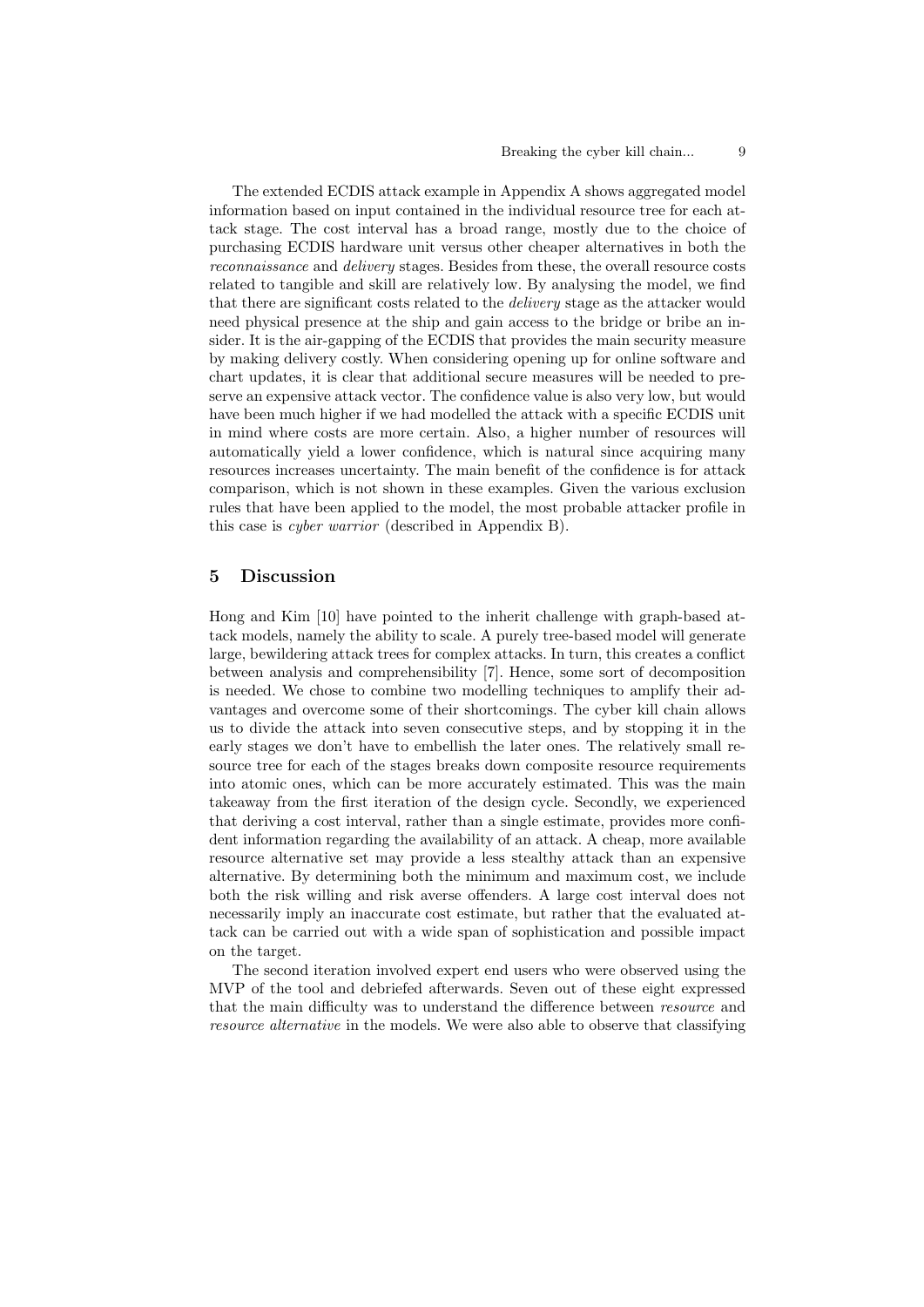The extended ECDIS attack example in Appendix A shows aggregated model information based on input contained in the individual resource tree for each attack stage. The cost interval has a broad range, mostly due to the choice of purchasing ECDIS hardware unit versus other cheaper alternatives in both the *reconnaissance* and *delivery* stages. Besides from these, the overall resource costs related to tangible and skill are relatively low. By analysing the model, we find that there are significant costs related to the *delivery* stage as the attacker would need physical presence at the ship and gain access to the bridge or bribe an insider. It is the air-gapping of the ECDIS that provides the main security measure by making delivery costly. When considering opening up for online software and chart updates, it is clear that additional secure measures will be needed to preserve an expensive attack vector. The confidence value is also very low, but would have been much higher if we had modelled the attack with a specific ECDIS unit in mind where costs are more certain. Also, a higher number of resources will automatically yield a lower confidence, which is natural since acquiring many resources increases uncertainty. The main benefit of the confidence is for attack comparison, which is not shown in these examples. Given the various exclusion rules that have been applied to the model, the most probable attacker profile in this case is *cyber warrior* (described in Appendix B).

## 5 Discussion

Hong and Kim [10] have pointed to the inherit challenge with graph-based attack models, namely the ability to scale. A purely tree-based model will generate large, bewildering attack trees for complex attacks. In turn, this creates a conflict between analysis and comprehensibility [7]. Hence, some sort of decomposition is needed. We chose to combine two modelling techniques to amplify their advantages and overcome some of their shortcomings. The cyber kill chain allows us to divide the attack into seven consecutive steps, and by stopping it in the early stages we don't have to embellish the later ones. The relatively small resource tree for each of the stages breaks down composite resource requirements into atomic ones, which can be more accurately estimated. This was the main takeaway from the first iteration of the design cycle. Secondly, we experienced that deriving a cost interval, rather than a single estimate, provides more confident information regarding the availability of an attack. A cheap, more available resource alternative set may provide a less stealthy attack than an expensive alternative. By determining both the minimum and maximum cost, we include both the risk willing and risk averse offenders. A large cost interval does not necessarily imply an inaccurate cost estimate, but rather that the evaluated attack can be carried out with a wide span of sophistication and possible impact on the target.

The second iteration involved expert end users who were observed using the MVP of the tool and debriefed afterwards. Seven out of these eight expressed that the main difficulty was to understand the difference between *resource* and *resource alternative* in the models. We were also able to observe that classifying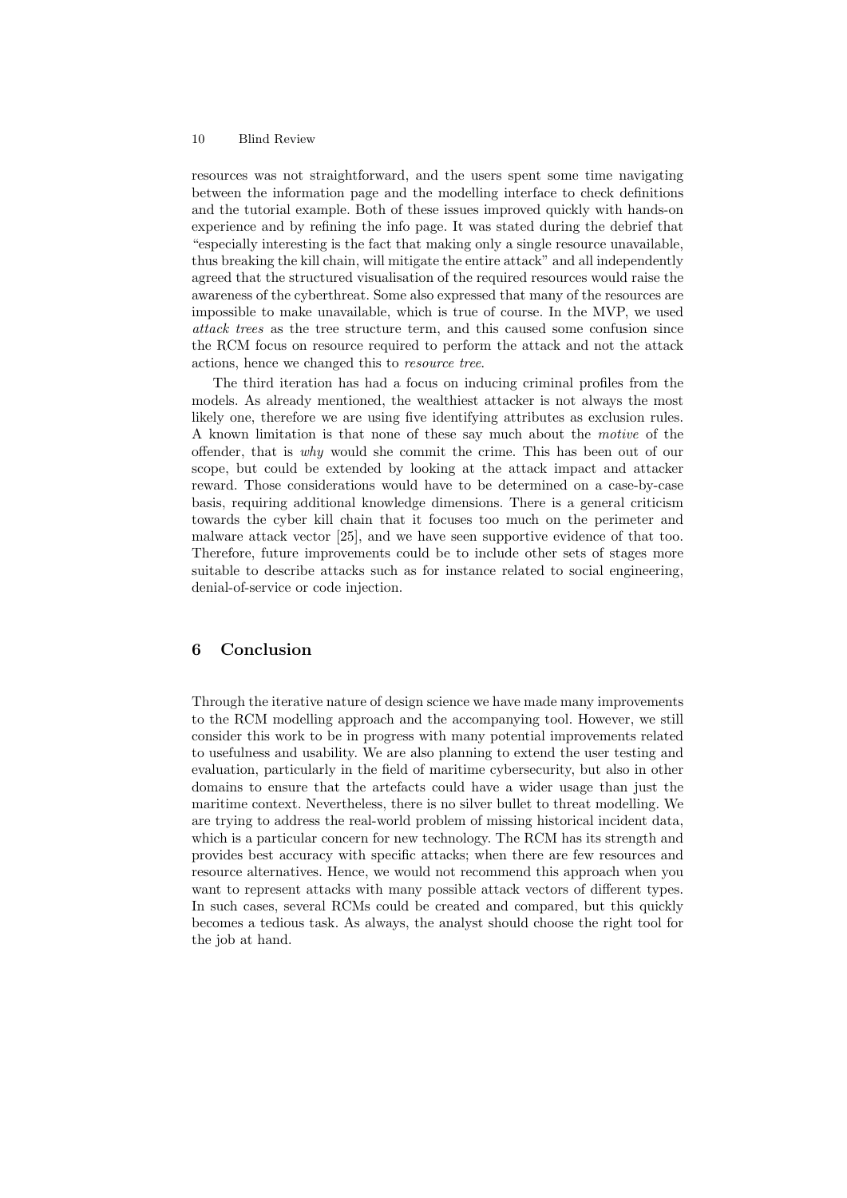resources was not straightforward, and the users spent some time navigating between the information page and the modelling interface to check definitions and the tutorial example. Both of these issues improved quickly with hands-on experience and by refining the info page. It was stated during the debrief that "especially interesting is the fact that making only a single resource unavailable, thus breaking the kill chain, will mitigate the entire attack" and all independently agreed that the structured visualisation of the required resources would raise the awareness of the cyberthreat. Some also expressed that many of the resources are impossible to make unavailable, which is true of course. In the MVP, we used *attack trees* as the tree structure term, and this caused some confusion since the RCM focus on resource required to perform the attack and not the attack actions, hence we changed this to *resource tree*.

The third iteration has had a focus on inducing criminal profiles from the models. As already mentioned, the wealthiest attacker is not always the most likely one, therefore we are using five identifying attributes as exclusion rules. A known limitation is that none of these say much about the *motive* of the offender, that is *why* would she commit the crime. This has been out of our scope, but could be extended by looking at the attack impact and attacker reward. Those considerations would have to be determined on a case-by-case basis, requiring additional knowledge dimensions. There is a general criticism towards the cyber kill chain that it focuses too much on the perimeter and malware attack vector [25], and we have seen supportive evidence of that too. Therefore, future improvements could be to include other sets of stages more suitable to describe attacks such as for instance related to social engineering, denial-of-service or code injection.

## 6 Conclusion

Through the iterative nature of design science we have made many improvements to the RCM modelling approach and the accompanying tool. However, we still consider this work to be in progress with many potential improvements related to usefulness and usability. We are also planning to extend the user testing and evaluation, particularly in the field of maritime cybersecurity, but also in other domains to ensure that the artefacts could have a wider usage than just the maritime context. Nevertheless, there is no silver bullet to threat modelling. We are trying to address the real-world problem of missing historical incident data, which is a particular concern for new technology. The RCM has its strength and provides best accuracy with specific attacks; when there are few resources and resource alternatives. Hence, we would not recommend this approach when you want to represent attacks with many possible attack vectors of different types. In such cases, several RCMs could be created and compared, but this quickly becomes a tedious task. As always, the analyst should choose the right tool for the job at hand.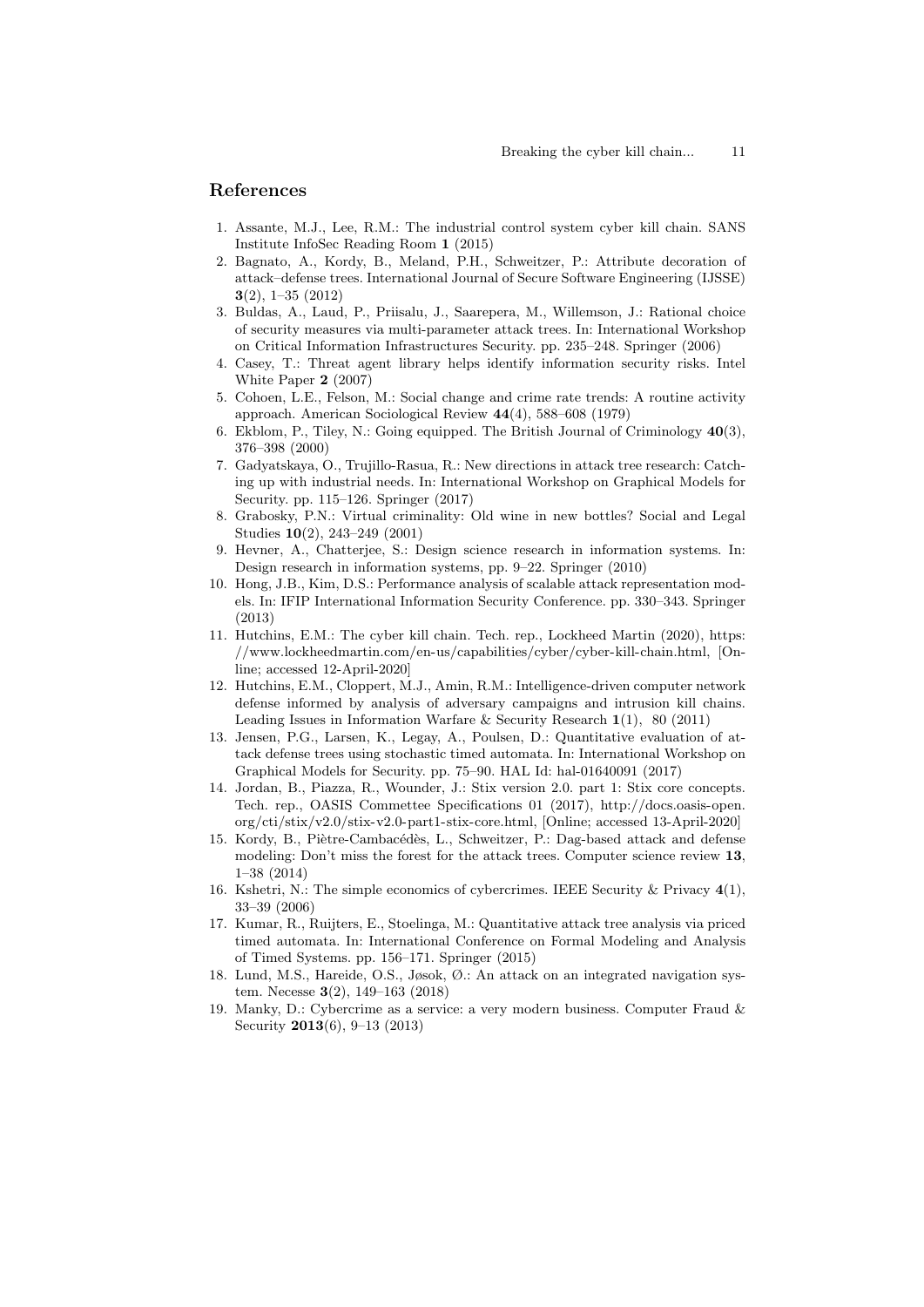## References

1. Assante, M.J., Lee, R.M.: The industrial control system cyber kill chain. SANS Institute InfoSec Reading Room **1** (2015)
2. Bagnato, A., Kordy, B., Meland, P.H., Schweitzer, P.: Attribute decoration of attack–defense trees. International Journal of Secure Software Engineering (IJSSE) **3**(2), 1–35 (2012)
3. Buldas, A., Laud, P., Priisalu, J., Saarepera, M., Willemson, J.: Rational choice of security measures via multi-parameter attack trees. In: International Workshop on Critical Information Infrastructures Security. pp. 235–248. Springer (2006)
4. Casey, T.: Threat agent library helps identify information security risks. Intel White Paper **2** (2007)
5. Cohoen, L.E., Felson, M.: Social change and crime rate trends: A routine activity approach. American Sociological Review **44**(4), 588–608 (1979)
6. Ekblom, P., Tiley, N.: Going equipped. The British Journal of Criminology **40**(3), 376–398 (2000)
7. Gadyatskaya, O., Trujillo-Rasua, R.: New directions in attack tree research: Catching up with industrial needs. In: International Workshop on Graphical Models for Security. pp. 115–126. Springer (2017)
8. Grabosky, P.N.: Virtual criminality: Old wine in new bottles? Social and Legal Studies **10**(2), 243–249 (2001)
9. Hevner, A., Chatterjee, S.: Design science research in information systems. In: Design research in information systems, pp. 9–22. Springer (2010)
10. Hong, J.B., Kim, D.S.: Performance analysis of scalable attack representation models. In: IFIP International Information Security Conference. pp. 330–343. Springer (2013)
11. Hutchins, E.M.: The cyber kill chain. Tech. rep., Lockheed Martin (2020), https://www.lockheedmartin.com/en-us/capabilities/cyber/cyber-kill-chain.html, [Online; accessed 12-April-2020]
12. Hutchins, E.M., Cloppert, M.J., Amin, R.M.: Intelligence-driven computer network defense informed by analysis of adversary campaigns and intrusion kill chains. Leading Issues in Information Warfare & Security Research **1**(1), 80 (2011)
13. Jensen, P.G., Larsen, K., Legay, A., Poulsen, D.: Quantitative evaluation of attack defense trees using stochastic timed automata. In: International Workshop on Graphical Models for Security. pp. 75–90. HAL Id: hal-01640091 (2017)
14. Jordan, B., Piazza, R., Wounder, J.: Stix version 2.0. part 1: Stix core concepts. Tech. rep., OASIS Commettee Specifications 01 (2017), http://docs.oasis-open.org/cti/stix/v2.0/stix-v2.0-part1-stix-core.html, [Online; accessed 13-April-2020]
15. Kordy, B., Piètre-Cambacédès, L., Schweitzer, P.: Dag-based attack and defense modeling: Don't miss the forest for the attack trees. Computer science review **13**, 1–38 (2014)
16. Kshetri, N.: The simple economics of cybercrimes. IEEE Security & Privacy **4**(1), 33–39 (2006)
17. Kumar, R., Ruijters, E., Stoelinga, M.: Quantitative attack tree analysis via priced timed automata. In: International Conference on Formal Modeling and Analysis of Timed Systems. pp. 156–171. Springer (2015)
18. Lund, M.S., Hareide, O.S., Jøsok, Ø.: An attack on an integrated navigation system. Necesse **3**(2), 149–163 (2018)
19. Manky, D.: Cybercrime as a service: a very modern business. Computer Fraud & Security **2013**(6), 9–13 (2013)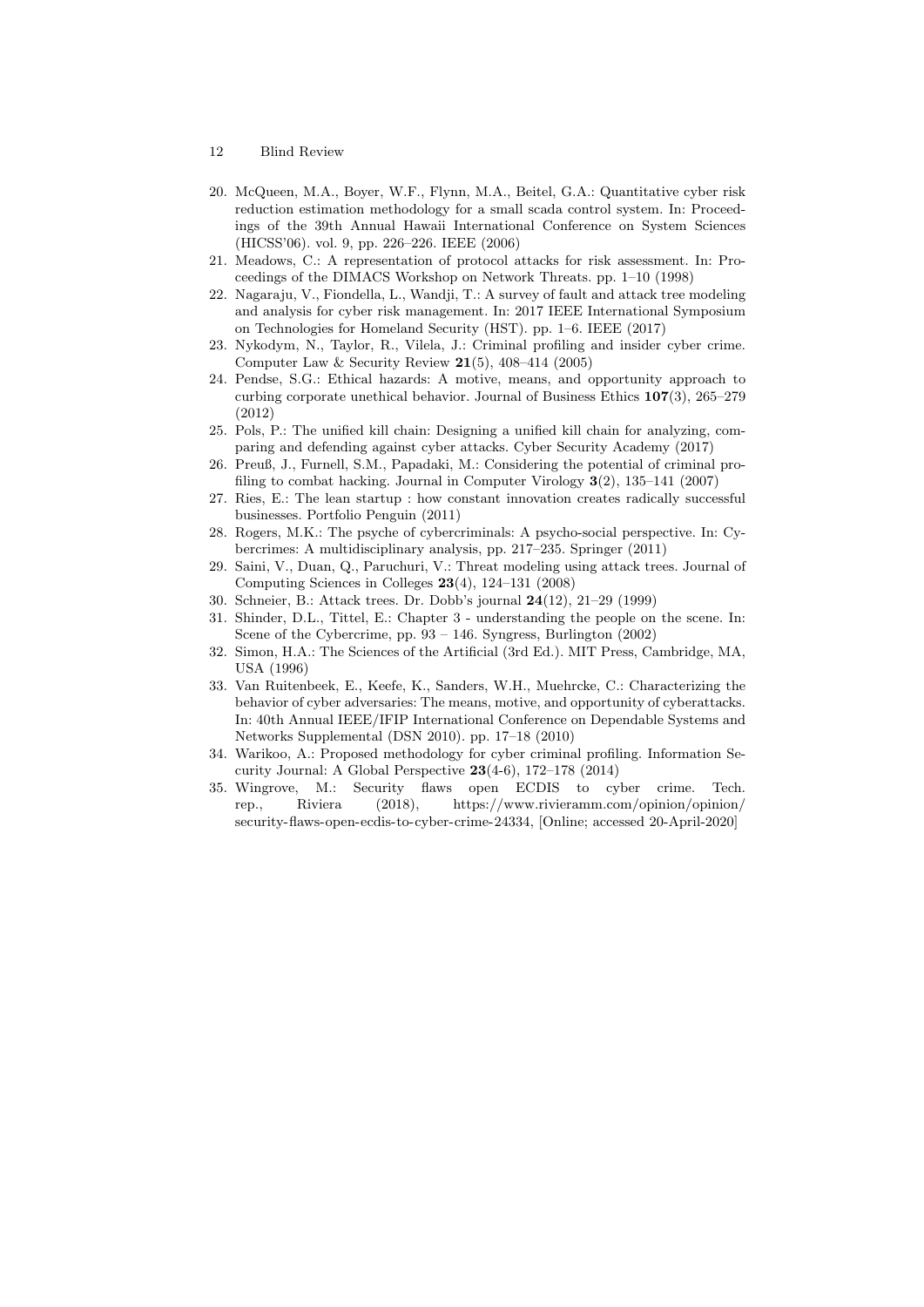20. McQueen, M.A., Boyer, W.F., Flynn, M.A., Beitel, G.A.: Quantitative cyber risk reduction estimation methodology for a small scada control system. In: Proceedings of the 39th Annual Hawaii International Conference on System Sciences (HICSS'06). vol. 9, pp. 226–226. IEEE (2006)
21. Meadows, C.: A representation of protocol attacks for risk assessment. In: Proceedings of the DIMACS Workshop on Network Threats. pp. 1–10 (1998)
22. Nagaraju, V., Fiondella, L., Wandji, T.: A survey of fault and attack tree modeling and analysis for cyber risk management. In: 2017 IEEE International Symposium on Technologies for Homeland Security (HST). pp. 1–6. IEEE (2017)
23. Nykodym, N., Taylor, R., Vilela, J.: Criminal profiling and insider cyber crime. Computer Law & Security Review **21**(5), 408–414 (2005)
24. Pendse, S.G.: Ethical hazards: A motive, means, and opportunity approach to curbing corporate unethical behavior. Journal of Business Ethics **107**(3), 265–279 (2012)
25. Pols, P.: The unified kill chain: Designing a unified kill chain for analyzing, comparing and defending against cyber attacks. Cyber Security Academy (2017)
26. Preuß, J., Furnell, S.M., Papadaki, M.: Considering the potential of criminal profiling to combat hacking. Journal in Computer Virology **3**(2), 135–141 (2007)
27. Ries, E.: The lean startup : how constant innovation creates radically successful businesses. Portfolio Penguin (2011)
28. Rogers, M.K.: The psyche of cybercriminals: A psycho-social perspective. In: Cybercrimes: A multidisciplinary analysis, pp. 217–235. Springer (2011)
29. Saini, V., Duan, Q., Paruchuri, V.: Threat modeling using attack trees. Journal of Computing Sciences in Colleges **23**(4), 124–131 (2008)
30. Schneier, B.: Attack trees. Dr. Dobb's journal **24**(12), 21–29 (1999)
31. Shinder, D.L., Tittel, E.: Chapter 3 - understanding the people on the scene. In: Scene of the Cybercrime, pp. 93 – 146. Syngress, Burlington (2002)
32. Simon, H.A.: The Sciences of the Artificial (3rd Ed.). MIT Press, Cambridge, MA, USA (1996)
33. Van Ruitenbeek, E., Keefe, K., Sanders, W.H., Muehrcke, C.: Characterizing the behavior of cyber adversaries: The means, motive, and opportunity of cyberattacks. In: 40th Annual IEEE/IFIP International Conference on Dependable Systems and Networks Supplemental (DSN 2010). pp. 17–18 (2010)
34. Warikoo, A.: Proposed methodology for cyber criminal profiling. Information Security Journal: A Global Perspective **23**(4-6), 172–178 (2014)
35. Wingrove, M.: Security flaws open ECDIS to cyber crime. Tech. rep., Riviera (2018), https://www.rivieramm.com/opinion/opinion/security-flaws-open-ecdis-to-cyber-crime-24334, [Online; accessed 20-April-2020]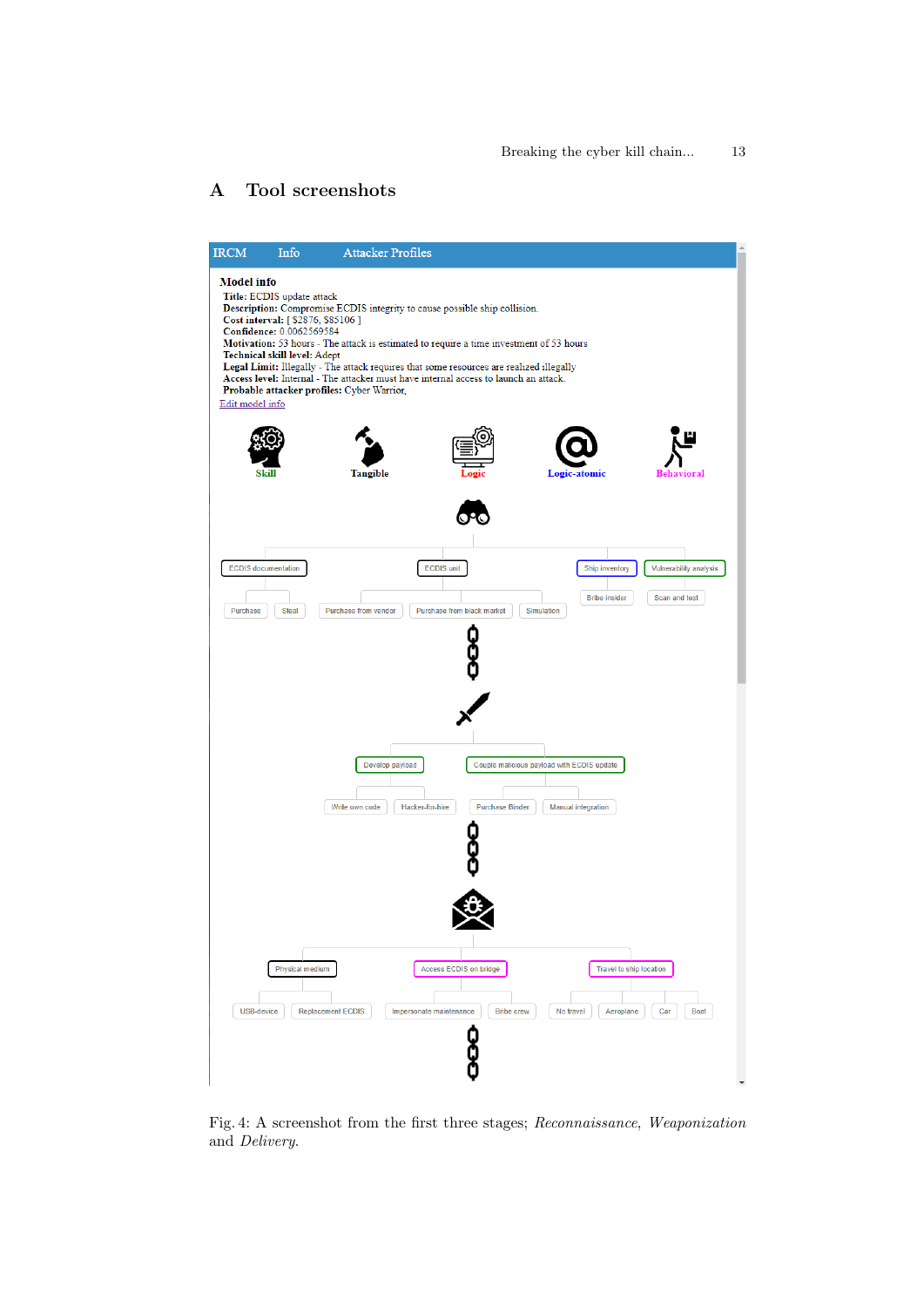## A Tool screenshots

IRCM Info Attacker Profiles

**Model info**

**Title:** ECDIS update attack
**Description:** Compromise ECDIS integrity to cause possible ship collision.
**Cost interval:** [ $2876, $85106 ]
**Confidence:** 0.0062569584
**Motivation:** 53 hours - The attack is estimated to require a time investment of 53 hours
**Technical skill level:** Adept
**Legal Limit:** Illegally - The attack requires that some resources are realized illegally
**Access level:** Internal - The attacker must have internal access to launch an attack.
**Probable attacker profiles:** Cyber Warrior,
Edit model info

Skill Tangible Logic Logic-atomic Behavioral

ECDIS documentation — Purchase, Steal
ECDIS unit — Purchase from vendor, Purchase from black market, Simulation
Ship inventory — Bribe insider
Vulnerability analysis — Scan and test

Develop payload — Write own code, Hacker-for-hire
Couple malicious payload with ECDIS update — Purchase Binder, Manual integration

Physical medium — USB-device, Replacement ECDIS
Access ECDIS on bridge — Impersonate maintenance, Bribe crew
Travel to ship location — No travel, Aeroplane, Car, Boat

Fig. 4: A screenshot from the first three stages; *Reconnaissance*, *Weaponization* and *Delivery*.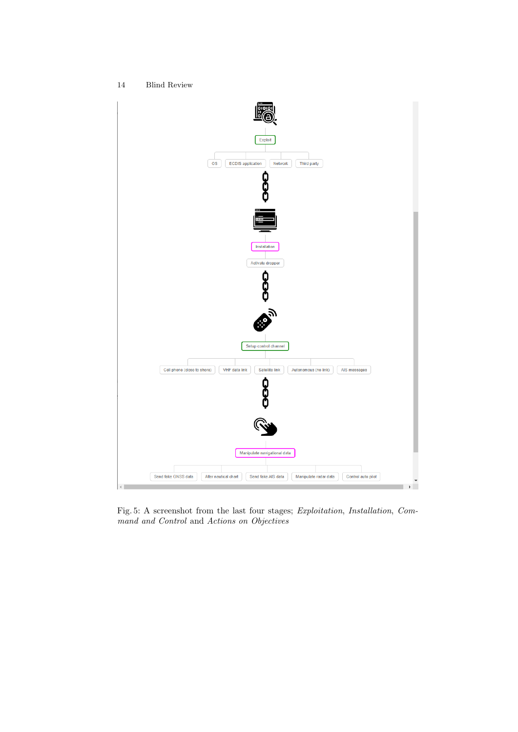Fig. 5: A screenshot from the last four stages; *Exploitation*, *Installation*, *Command and Control* and *Actions on Objectives*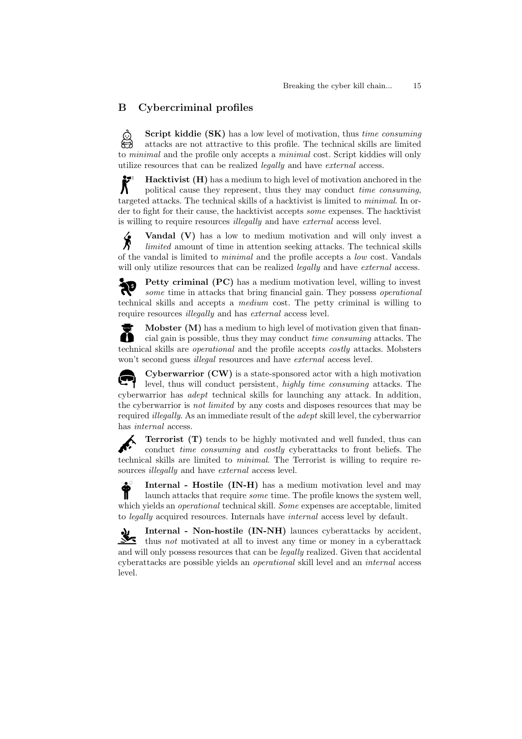## B Cybercriminal profiles

**Script kiddie (SK)** has a low level of motivation, thus *time consuming* attacks are not attractive to this profile. The technical skills are limited to *minimal* and the profile only accepts a *minimal* cost. Script kiddies will only utilize resources that can be realized *legally* and have *external* access.

**Hacktivist (H)** has a medium to high level of motivation anchored in the political cause they represent, thus they may conduct *time consuming*, targeted attacks. The technical skills of a hacktivist is limited to *minimal*. In order to fight for their cause, the hacktivist accepts *some* expenses. The hacktivist is willing to require resources *illegally* and have *external* access level.

**Vandal (V)** has a low to medium motivation and will only invest a *limited* amount of time in attention seeking attacks. The technical skills of the vandal is limited to *minimal* and the profile accepts a *low* cost. Vandals will only utilize resources that can be realized *legally* and have *external* access.

**Petty criminal (PC)** has a medium motivation level, willing to invest *some* time in attacks that bring financial gain. They possess *operational* technical skills and accepts a *medium* cost. The petty criminal is willing to require resources *illegally* and has *external* access level.

**Mobster (M)** has a medium to high level of motivation given that financial gain is possible, thus they may conduct *time consuming* attacks. The technical skills are *operational* and the profile accepts *costly* attacks. Mobsters won't second guess *illegal* resources and have *external* access level.

**Cyberwarrior (CW)** is a state-sponsored actor with a high motivation level, thus will conduct persistent, *highly time consuming* attacks. The cyberwarrior has *adept* technical skills for launching any attack. In addition, the cyberwarrior is *not limited* by any costs and disposes resources that may be required *illegally*. As an immediate result of the *adept* skill level, the cyberwarrior has *internal* access.

**Terrorist (T)** tends to be highly motivated and well funded, thus can conduct *time consuming* and *costly* cyberattacks to front beliefs. The technical skills are limited to *minimal*. The Terrorist is willing to require resources *illegally* and have *external* access level.

**Internal - Hostile (IN-H)** has a medium motivation level and may launch attacks that require *some* time. The profile knows the system well, which yields an *operational* technical skill. *Some* expenses are acceptable, limited to *legally* acquired resources. Internals have *internal* access level by default.

**Internal - Non-hostile (IN-NH)** launces cyberattacks by accident, thus *not* motivated at all to invest any time or money in a cyberattack and will only possess resources that can be *legally* realized. Given that accidental cyberattacks are possible yields an *operational* skill level and an *internal* access level.